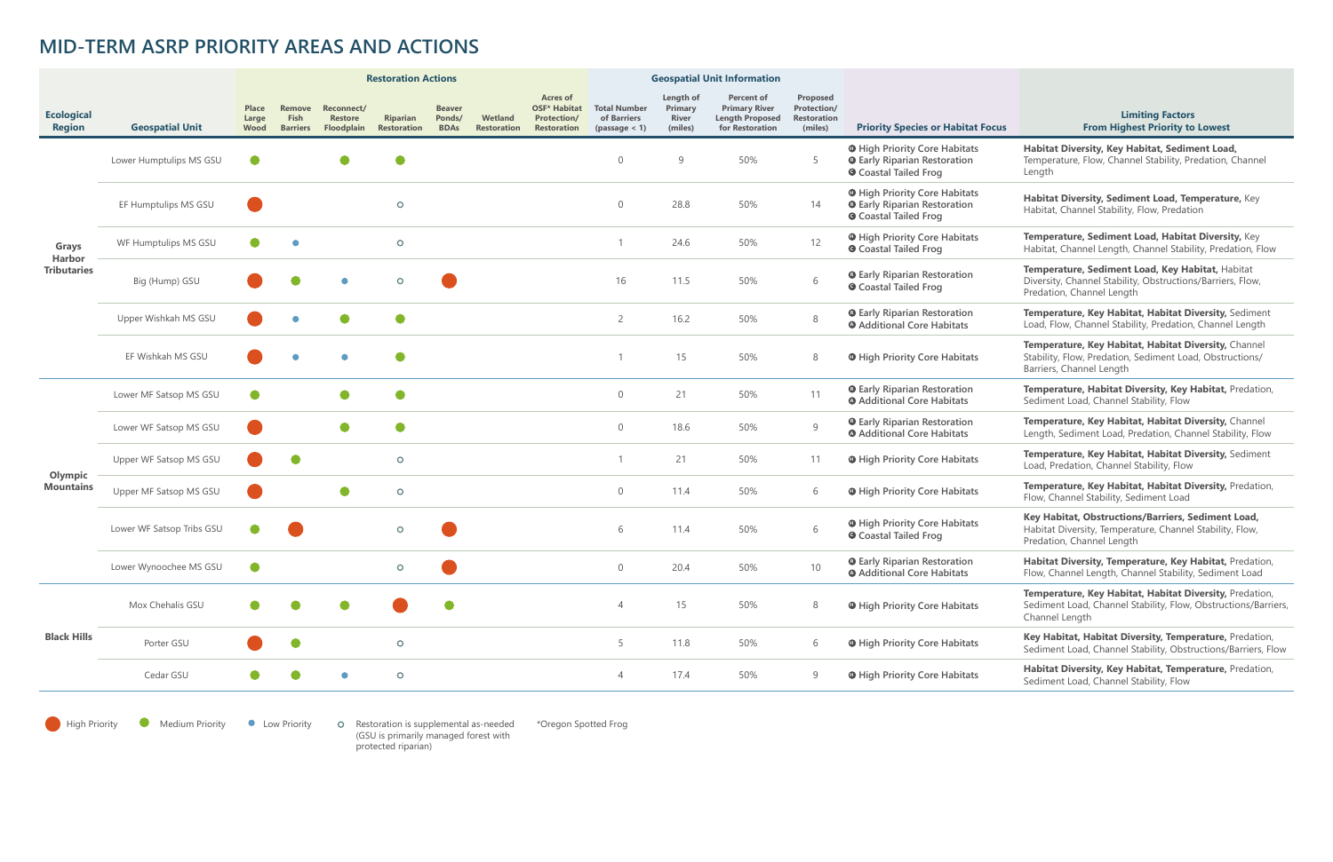# MID-TERM ASRP PRIORITY AREAS AND ACTIONS

| Ecological Region | Geospatial Unit | Restoration Actions | | | | | | | Geospatial Unit Information | | | | Priority Species or Habitat Focus | Limiting Factors From Highest Priority to Lowest |
|---|---|---|---|---|---|---|---|---|---|---|---|---|---|---|
| | | Place Large Wood | Remove Fish Barriers | Reconnect/ Restore Floodplain | Riparian Restoration | Beaver Ponds/ BDAs | Wetland Restoration | Acres of OSF* Habitat Protection/ Restoration | Total Number of Barriers (passage < 1) | Length of Primary River (miles) | Percent of Primary River Length Proposed for Restoration | Proposed Protection/ Restoration (miles) | | |
| Grays Harbor Tributaries | Lower Humptulips MS GSU | Medium | | Medium | Medium | | | | 0 | 9 | 50% | 5 | High Priority Core Habitats; Early Riparian Restoration; Coastal Tailed Frog | **Habitat Diversity, Key Habitat, Sediment Load,** Temperature, Flow, Channel Stability, Predation, Channel Length |
| | EF Humptulips MS GSU | High | | | ○ | | | | 0 | 28.8 | 50% | 14 | High Priority Core Habitats; Early Riparian Restoration; Coastal Tailed Frog | **Habitat Diversity, Sediment Load, Temperature,** Key Habitat, Channel Stability, Flow, Predation |
| | WF Humptulips MS GSU | Medium | Low | | ○ | | | | 1 | 24.6 | 50% | 12 | High Priority Core Habitats; Coastal Tailed Frog | **Temperature, Sediment Load, Habitat Diversity,** Key Habitat, Channel Length, Channel Stability, Predation, Flow |
| | Big (Hump) GSU | High | Medium | Low | ○ | High | | | 16 | 11.5 | 50% | 6 | Early Riparian Restoration; Coastal Tailed Frog | **Temperature, Sediment Load, Key Habitat,** Habitat Diversity, Channel Stability, Obstructions/Barriers, Flow, Predation, Channel Length |
| | Upper Wishkah MS GSU | High | Low | Medium | Medium | | | | 2 | 16.2 | 50% | 8 | Early Riparian Restoration; Additional Core Habitats | **Temperature, Key Habitat, Habitat Diversity,** Sediment Load, Flow, Channel Stability, Predation, Channel Length |
| | EF Wishkah MS GSU | High | Low | Low | Medium | | | | 1 | 15 | 50% | 8 | High Priority Core Habitats | **Temperature, Key Habitat, Habitat Diversity,** Channel Stability, Flow, Predation, Sediment Load, Obstructions/ Barriers, Channel Length |
| Olympic Mountains | Lower MF Satsop MS GSU | Medium | | Medium | Medium | | | | 0 | 21 | 50% | 11 | Early Riparian Restoration; Additional Core Habitats | **Temperature, Habitat Diversity, Key Habitat,** Predation, Sediment Load, Channel Stability, Flow |
| | Lower WF Satsop MS GSU | High | | Medium | Medium | | | | 0 | 18.6 | 50% | 9 | Early Riparian Restoration; Additional Core Habitats | **Temperature, Key Habitat, Habitat Diversity,** Channel Length, Sediment Load, Predation, Channel Stability, Flow |
| | Upper WF Satsop MS GSU | High | Medium | | ○ | | | | 1 | 21 | 50% | 11 | High Priority Core Habitats | **Temperature, Key Habitat, Habitat Diversity,** Sediment Load, Predation, Channel Stability, Flow |
| | Upper MF Satsop MS GSU | High | | Medium | ○ | | | | 0 | 11.4 | 50% | 6 | High Priority Core Habitats | **Temperature, Key Habitat, Habitat Diversity,** Predation, Flow, Channel Stability, Sediment Load |
| | Lower WF Satsop Tribs GSU | Medium | High | | ○ | High | | | 6 | 11.4 | 50% | 6 | High Priority Core Habitats; Coastal Tailed Frog | **Key Habitat, Obstructions/Barriers, Sediment Load,** Habitat Diversity, Temperature, Channel Stability, Flow, Predation, Channel Length |
| | Lower Wynoochee MS GSU | Medium | | | ○ | High | | | 0 | 20.4 | 50% | 10 | Early Riparian Restoration; Additional Core Habitats | **Habitat Diversity, Temperature, Key Habitat,** Predation, Flow, Channel Length, Channel Stability, Sediment Load |
| Black Hills | Mox Chehalis GSU | Medium | Medium | Medium | High | Medium | | | 4 | 15 | 50% | 8 | High Priority Core Habitats | **Temperature, Key Habitat, Habitat Diversity,** Predation, Sediment Load, Channel Stability, Flow, Obstructions/Barriers, Channel Length |
| | Porter GSU | High | Medium | | ○ | | | | 5 | 11.8 | 50% | 6 | High Priority Core Habitats | **Key Habitat, Habitat Diversity, Temperature,** Predation, Sediment Load, Channel Stability, Obstructions/Barriers, Flow |
| | Cedar GSU | Medium | Medium | Low | ○ | | | | 4 | 17.4 | 50% | 9 | High Priority Core Habitats | **Habitat Diversity, Key Habitat, Temperature,** Predation, Sediment Load, Channel Stability, Flow |

High = High Priority; Medium = Medium Priority; Low = Low Priority; ○ = Restoration is supplemental as-needed (GSU is primarily managed forest with protected riparian)

*Oregon Spotted Frog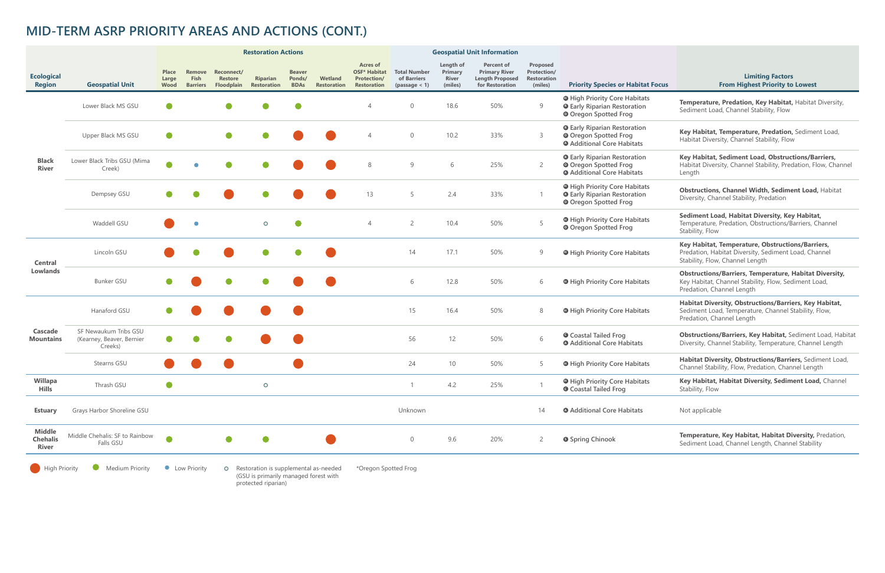# MID-TERM ASRP PRIORITY AREAS AND ACTIONS (CONT.)

| | | Restoration Actions | | | | | | | Geospatial Unit Information | | | | | |
|---|---|---|---|---|---|---|---|---|---|---|---|---|---|---|
| **Ecological Region** | **Geospatial Unit** | **Place Large Wood** | **Remove Fish Barriers** | **Reconnect/ Restore Floodplain** | **Riparian Restoration** | **Beaver Ponds/ BDAs** | **Wetland Restoration** | **Acres of OSF* Habitat Protection/ Restoration** | **Total Number of Barriers (passage < 1)** | **Length of Primary River (miles)** | **Percent of Primary River Length Proposed for Restoration** | **Proposed Protection/ Restoration (miles)** | **Priority Species or Habitat Focus** | **Limiting Factors From Highest Priority to Lowest** |
| **Black River** | Lower Black MS GSU | Medium | | Medium | Medium | Medium | | 4 | 0 | 18.6 | 50% | 9 | High Priority Core Habitats<br>Early Riparian Restoration<br>Oregon Spotted Frog | **Temperature, Predation, Key Habitat,** Habitat Diversity, Sediment Load, Channel Stability, Flow |
| | Upper Black MS GSU | Medium | | Medium | Medium | High | High | 4 | 0 | 10.2 | 33% | 3 | Early Riparian Restoration<br>Oregon Spotted Frog<br>Additional Core Habitats | **Key Habitat, Temperature, Predation,** Sediment Load, Habitat Diversity, Channel Stability, Flow |
| | Lower Black Tribs GSU (Mima Creek) | Medium | Low | Medium | Medium | High | High | 8 | 9 | 6 | 25% | 2 | Early Riparian Restoration<br>Oregon Spotted Frog<br>Additional Core Habitats | **Key Habitat, Sediment Load, Obstructions/Barriers,** Habitat Diversity, Channel Stability, Predation, Flow, Channel Length |
| | Dempsey GSU | Medium | Medium | High | Medium | High | High | 13 | 5 | 2.4 | 33% | 1 | High Priority Core Habitats<br>Early Riparian Restoration<br>Oregon Spotted Frog | **Obstructions, Channel Width, Sediment Load,** Habitat Diversity, Channel Stability, Predation |
| | Waddell GSU | High | Low | | ○ | Medium | | 4 | 2 | 10.4 | 50% | 5 | High Priority Core Habitats<br>Oregon Spotted Frog | **Sediment Load, Habitat Diversity, Key Habitat,** Temperature, Predation, Obstructions/Barriers, Channel Stability, Flow |
| **Central Lowlands** | Lincoln GSU | High | Medium | High | Medium | Medium | High | | 14 | 17.1 | 50% | 9 | High Priority Core Habitats | **Key Habitat, Temperature, Obstructions/Barriers,** Predation, Habitat Diversity, Sediment Load, Channel Stability, Flow, Channel Length |
| | Bunker GSU | Medium | High | Medium | Medium | High | High | | 6 | 12.8 | 50% | 6 | High Priority Core Habitats | **Obstructions/Barriers, Temperature, Habitat Diversity,** Key Habitat, Channel Stability, Flow, Sediment Load, Predation, Channel Length |
| **Cascade Mountains** | Hanaford GSU | Medium | High | High | High | High | | | 15 | 16.4 | 50% | 8 | High Priority Core Habitats | **Habitat Diversity, Obstructions/Barriers, Key Habitat,** Sediment Load, Temperature, Channel Stability, Flow, Predation, Channel Length |
| | SF Newaukum Tribs GSU (Kearney, Beaver, Bernier Creeks) | Medium | Medium | Medium | High | High | | | 56 | 12 | 50% | 6 | Coastal Tailed Frog<br>Additional Core Habitats | **Obstructions/Barriers, Key Habitat,** Sediment Load, Habitat Diversity, Channel Stability, Temperature, Channel Length |
| | Stearns GSU | High | High | High | | High | | | 24 | 10 | 50% | 5 | High Priority Core Habitats | **Habitat Diversity, Obstructions/Barriers,** Sediment Load, Channel Stability, Flow, Predation, Channel Length |
| **Willapa Hills** | Thrash GSU | Medium | | | ○ | | | | 1 | 4.2 | 25% | 1 | High Priority Core Habitats<br>Coastal Tailed Frog | **Key Habitat, Habitat Diversity, Sediment Load,** Channel Stability, Flow |
| **Estuary** | Grays Harbor Shoreline GSU | | | | | | | | Unknown | | | 14 | Additional Core Habitats | Not applicable |
| **Middle Chehalis River** | Middle Chehalis: SF to Rainbow Falls GSU | Medium | | Medium | Medium | | High | | 0 | 9.6 | 20% | 2 | Spring Chinook | **Temperature, Key Habitat, Habitat Diversity,** Predation, Sediment Load, Channel Length, Channel Stability |

High Priority | Medium Priority | Low Priority | ○ Restoration is supplemental as-needed (GSU is primarily managed forest with protected riparian)

*Oregon Spotted Frog